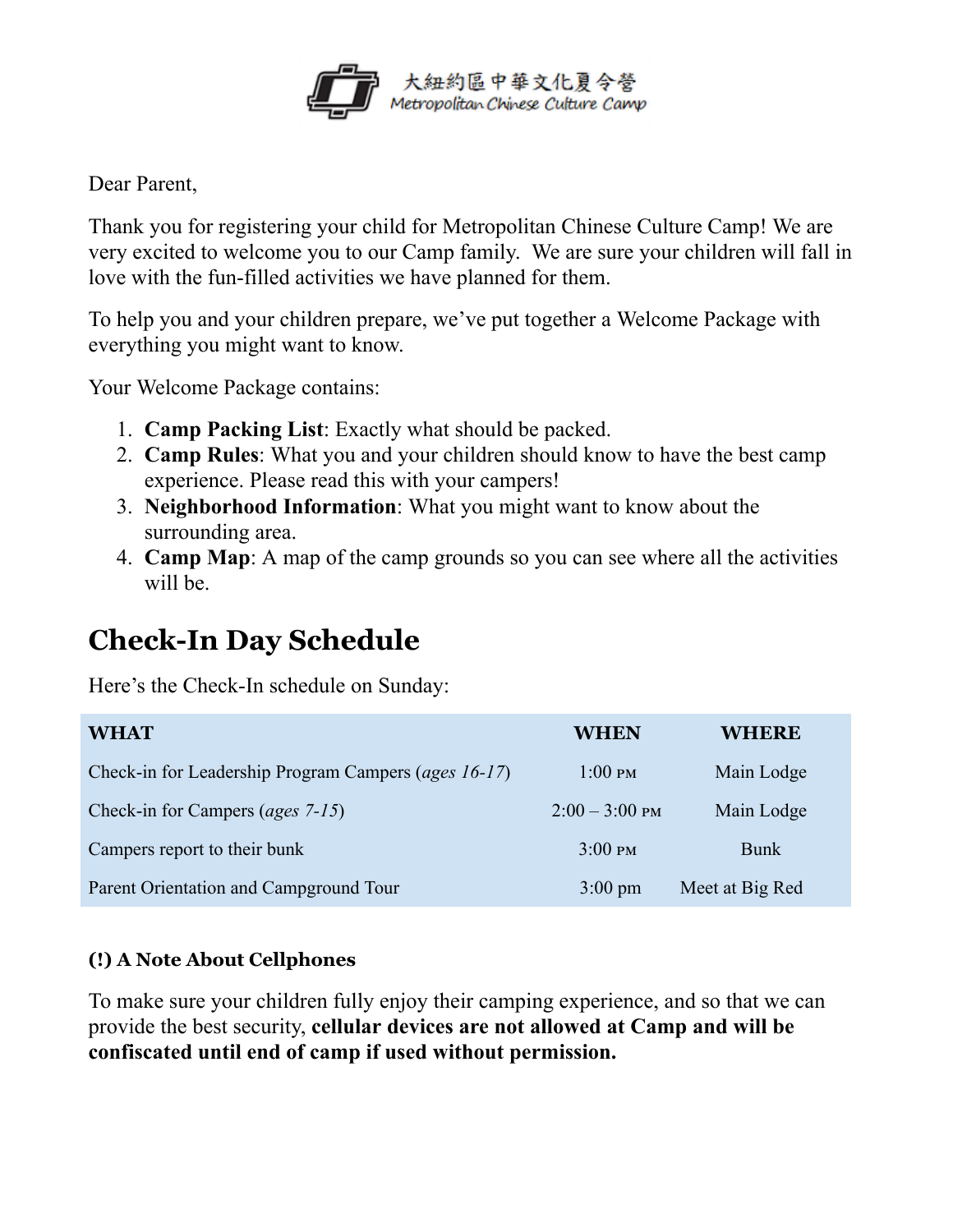大紐約區中華文化夏令營
Metropolitan Chinese Culture Camp

Dear Parent,

Thank you for registering your child for Metropolitan Chinese Culture Camp! We are very excited to welcome you to our Camp family. We are sure your children will fall in love with the fun-filled activities we have planned for them.

To help you and your children prepare, we've put together a Welcome Package with everything you might want to know.

Your Welcome Package contains:

1. **Camp Packing List**: Exactly what should be packed.
2. **Camp Rules**: What you and your children should know to have the best camp experience. Please read this with your campers!
3. **Neighborhood Information**: What you might want to know about the surrounding area.
4. **Camp Map**: A map of the camp grounds so you can see where all the activities will be.

## Check-In Day Schedule

Here's the Check-In schedule on Sunday:

| WHAT | WHEN | WHERE |
|---|---|---|
| Check-in for Leadership Program Campers (*ages 16-17*) | 1:00 PM | Main Lodge |
| Check-in for Campers (*ages 7-15*) | 2:00 – 3:00 PM | Main Lodge |
| Campers report to their bunk | 3:00 PM | Bunk |
| Parent Orientation and Campground Tour | 3:00 pm | Meet at Big Red |

#### (!) A Note About Cellphones

To make sure your children fully enjoy their camping experience, and so that we can provide the best security, **cellular devices are not allowed at Camp and will be confiscated until end of camp if used without permission.**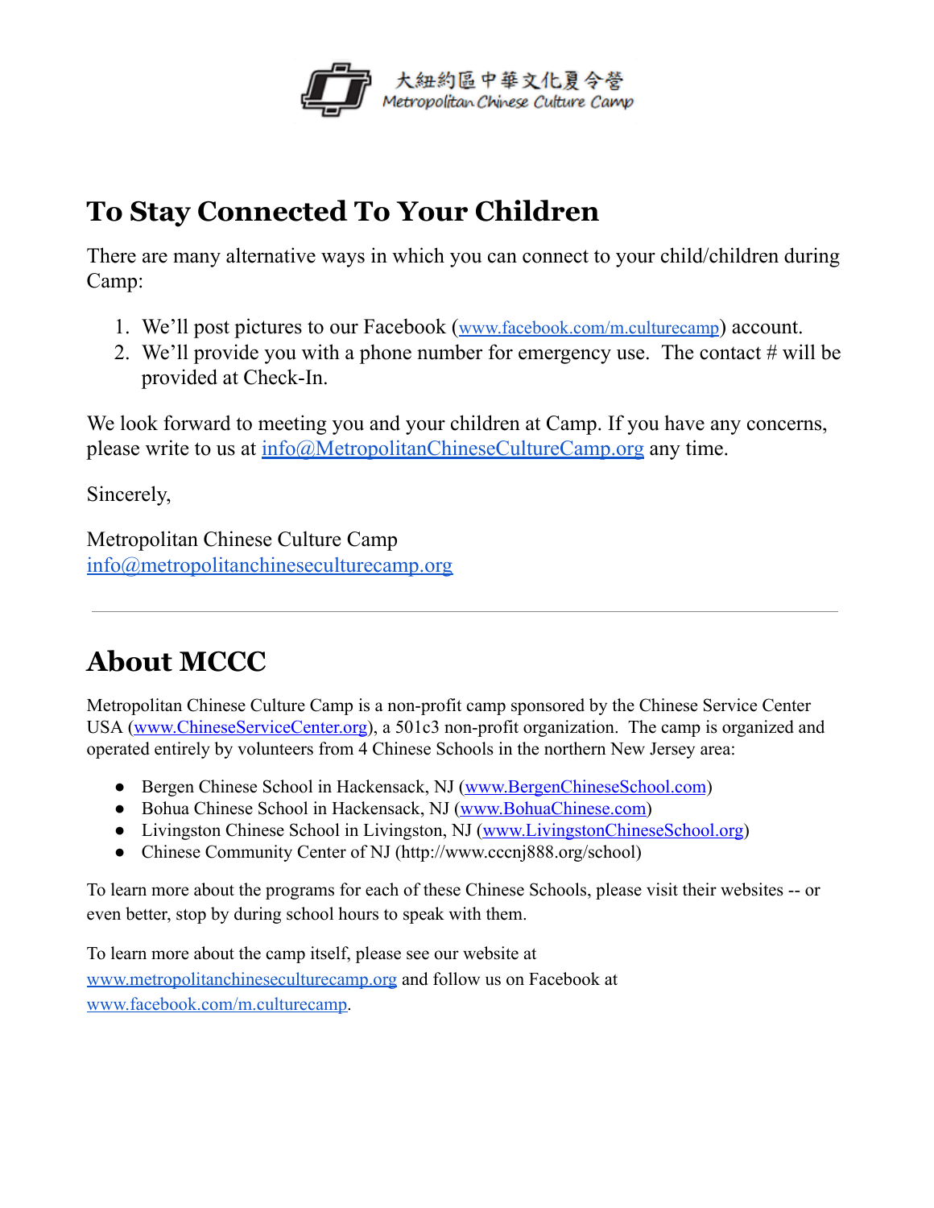大紐約區中華文化夏令營
Metropolitan Chinese Culture Camp

## To Stay Connected To Your Children

There are many alternative ways in which you can connect to your child/children during Camp:

1. We'll post pictures to our Facebook (www.facebook.com/m.culturecamp) account.
2. We'll provide you with a phone number for emergency use. The contact # will be provided at Check-In.

We look forward to meeting you and your children at Camp. If you have any concerns, please write to us at info@MetropolitanChineseCultureCamp.org any time.

Sincerely,

Metropolitan Chinese Culture Camp
info@metropolitanchineseculturecamp.org

---

## About MCCC

Metropolitan Chinese Culture Camp is a non-profit camp sponsored by the Chinese Service Center USA (www.ChineseServiceCenter.org), a 501c3 non-profit organization. The camp is organized and operated entirely by volunteers from 4 Chinese Schools in the northern New Jersey area:

- Bergen Chinese School in Hackensack, NJ (www.BergenChineseSchool.com)
- Bohua Chinese School in Hackensack, NJ (www.BohuaChinese.com)
- Livingston Chinese School in Livingston, NJ (www.LivingstonChineseSchool.org)
- Chinese Community Center of NJ (http://www.cccnj888.org/school)

To learn more about the programs for each of these Chinese Schools, please visit their websites -- or even better, stop by during school hours to speak with them.

To learn more about the camp itself, please see our website at www.metropolitanchineseculturecamp.org and follow us on Facebook at www.facebook.com/m.culturecamp.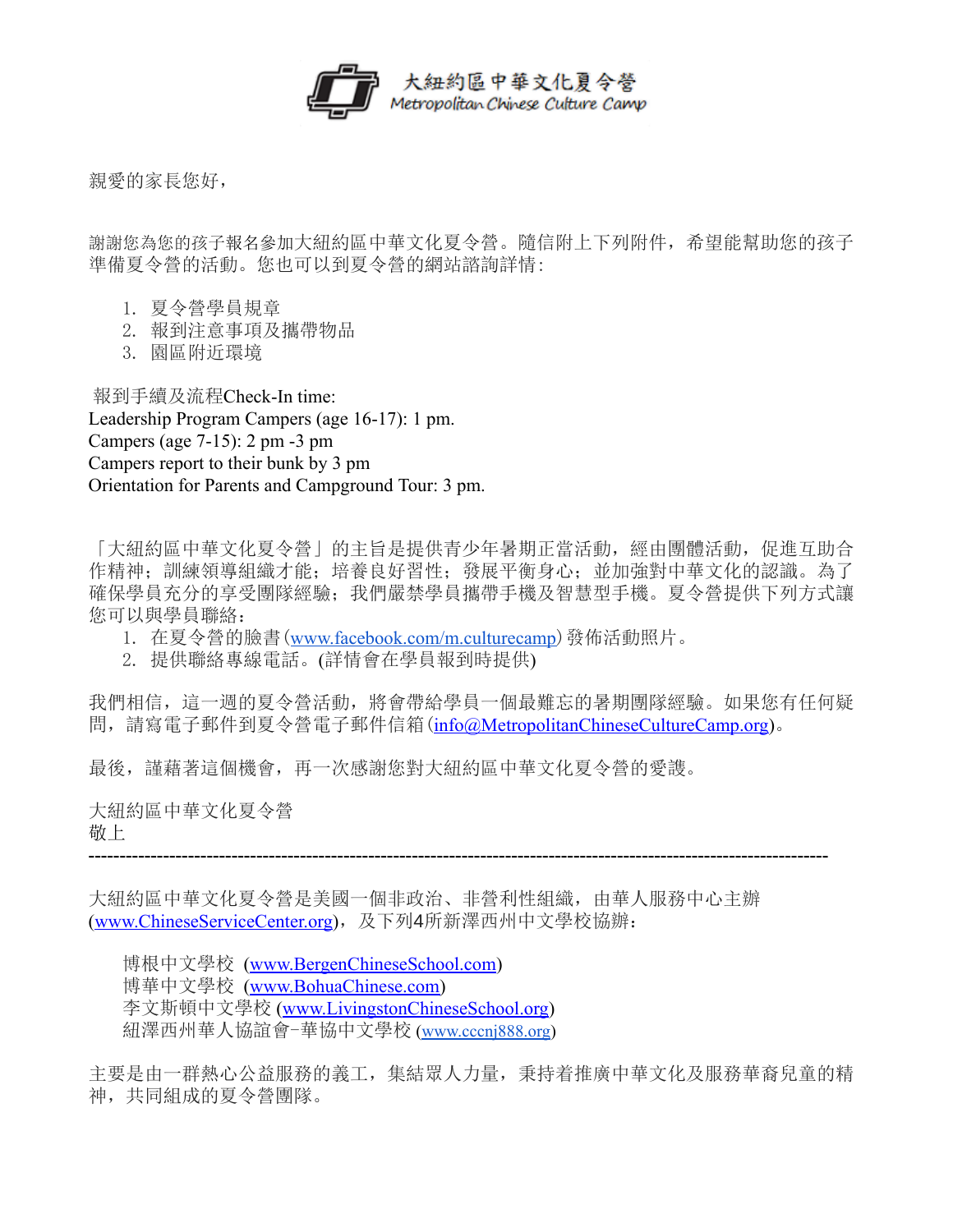大紐約區中華文化夏令營
Metropolitan Chinese Culture Camp

親愛的家長您好，

謝謝您為您的孩子報名參加大紐約區中華文化夏令營。隨信附上下列附件，希望能幫助您的孩子準備夏令營的活動。您也可以到夏令營的網站諮詢詳情：

1. 夏令營學員規章
2. 報到注意事項及攜帶物品
3. 園區附近環境

報到手續及流程Check-In time:
Leadership Program Campers (age 16-17): 1 pm.
Campers (age 7-15): 2 pm -3 pm
Campers report to their bunk by 3 pm
Orientation for Parents and Campground Tour: 3 pm.

「大紐約區中華文化夏令營」的主旨是提供青少年暑期正當活動，經由團體活動，促進互助合作精神；訓練領導組織才能；培養良好習性；發展平衡身心；並加強對中華文化的認識。為了確保學員充分的享受團隊經驗；我們嚴禁學員攜帶手機及智慧型手機。夏令營提供下列方式讓您可以與學員聯絡：

1. 在夏令營的臉書(www.facebook.com/m.culturecamp)發佈活動照片。
2. 提供聯絡專線電話。(詳情會在學員報到時提供)

我們相信，這一週的夏令營活動，將會帶給學員一個最難忘的暑期團隊經驗。如果您有任何疑問，請寫電子郵件到夏令營電子郵件信箱(info@MetropolitanChineseCultureCamp.org)。

最後，謹藉著這個機會，再一次感謝您對大紐約區中華文化夏令營的愛護。

大紐約區中華文化夏令營
敬上

---

大紐約區中華文化夏令營是美國一個非政治、非營利性組織，由華人服務中心主辦(www.ChineseServiceCenter.org)，及下列4所新澤西州中文學校協辦：

博根中文學校 (www.BergenChineseSchool.com)
博華中文學校 (www.BohuaChinese.com)
李文斯頓中文學校 (www.LivingstonChineseSchool.org)
紐澤西州華人協誼會-華協中文學校 (www.cccnj888.org)

主要是由一群熱心公益服務的義工，集結眾人力量，秉持着推廣中華文化及服務華裔兒童的精神，共同組成的夏令營團隊。